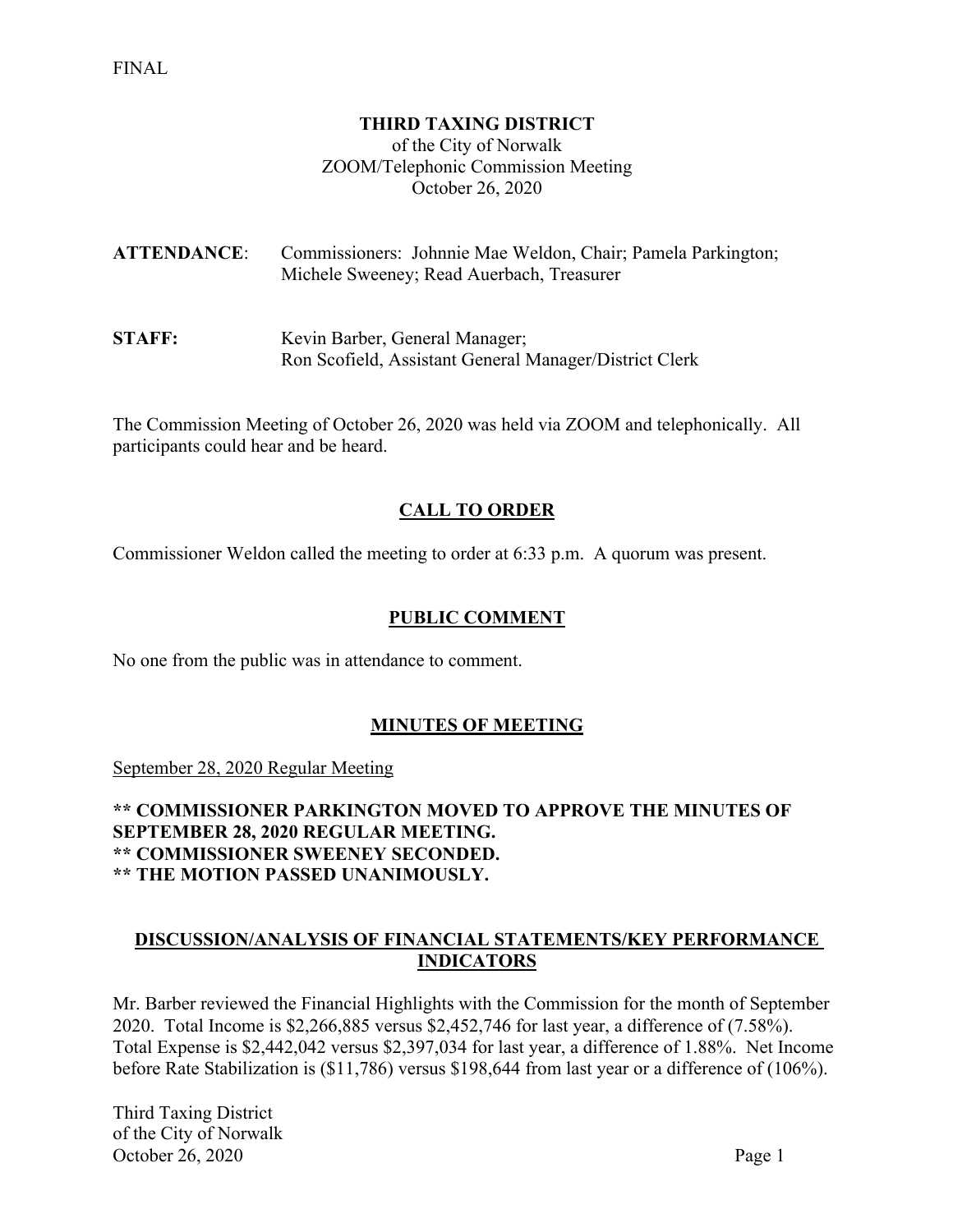FINAL

**THIRD TAXING DISTRICT**
of the City of Norwalk
ZOOM/Telephonic Commission Meeting
October 26, 2020

**ATTENDANCE**: Commissioners: Johnnie Mae Weldon, Chair; Pamela Parkington; Michele Sweeney; Read Auerbach, Treasurer

**STAFF:** Kevin Barber, General Manager; Ron Scofield, Assistant General Manager/District Clerk

The Commission Meeting of October 26, 2020 was held via ZOOM and telephonically. All participants could hear and be heard.

## CALL TO ORDER

Commissioner Weldon called the meeting to order at 6:33 p.m. A quorum was present.

## PUBLIC COMMENT

No one from the public was in attendance to comment.

## MINUTES OF MEETING

September 28, 2020 Regular Meeting

**\*\* COMMISSIONER PARKINGTON MOVED TO APPROVE THE MINUTES OF SEPTEMBER 28, 2020 REGULAR MEETING.**
**\*\* COMMISSIONER SWEENEY SECONDED.**
**\*\* THE MOTION PASSED UNANIMOUSLY.**

## DISCUSSION/ANALYSIS OF FINANCIAL STATEMENTS/KEY PERFORMANCE INDICATORS

Mr. Barber reviewed the Financial Highlights with the Commission for the month of September 2020. Total Income is $2,266,885 versus $2,452,746 for last year, a difference of (7.58%). Total Expense is $2,442,042 versus $2,397,034 for last year, a difference of 1.88%. Net Income before Rate Stabilization is ($11,786) versus $198,644 from last year or a difference of (106%).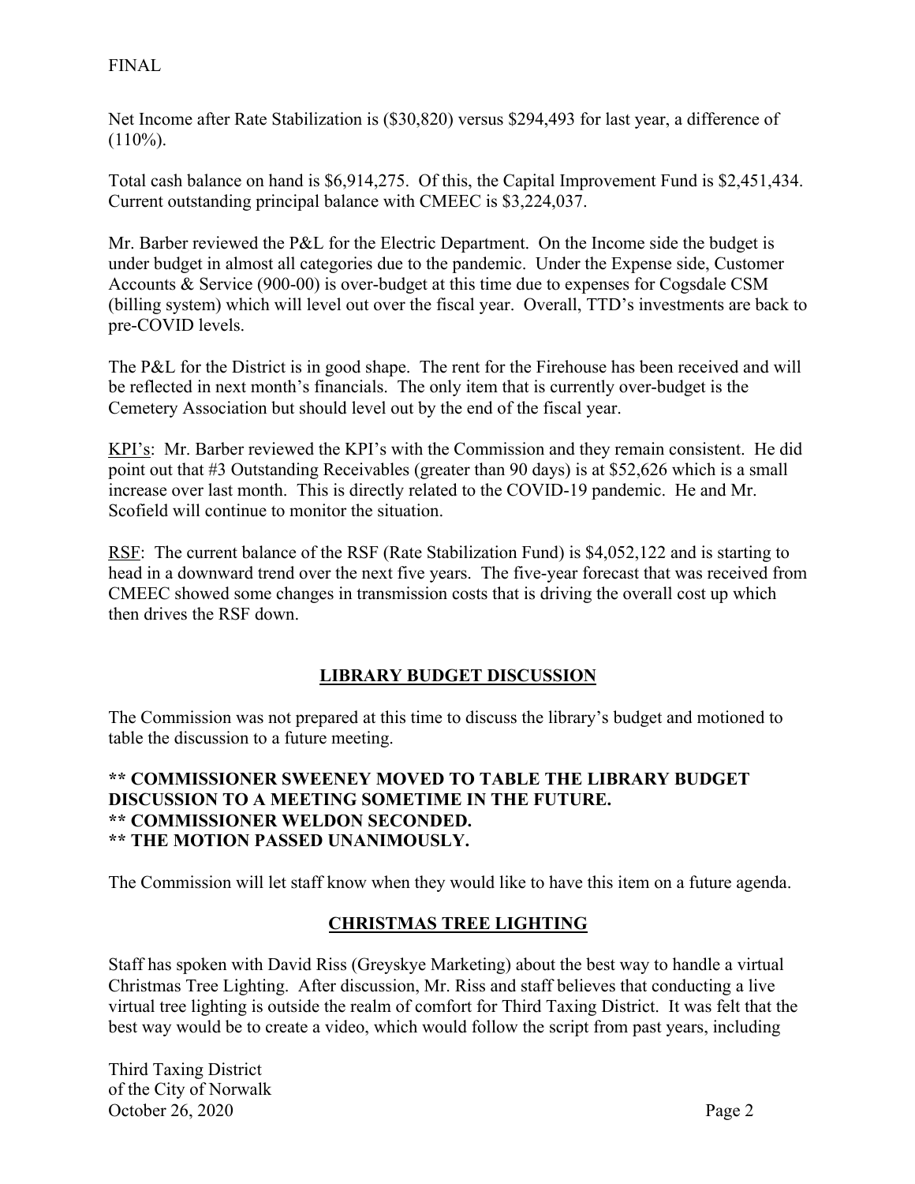Net Income after Rate Stabilization is ($30,820) versus $294,493 for last year, a difference of (110%).

Total cash balance on hand is $6,914,275. Of this, the Capital Improvement Fund is $2,451,434. Current outstanding principal balance with CMEEC is $3,224,037.

Mr. Barber reviewed the P&L for the Electric Department. On the Income side the budget is under budget in almost all categories due to the pandemic. Under the Expense side, Customer Accounts & Service (900-00) is over-budget at this time due to expenses for Cogsdale CSM (billing system) which will level out over the fiscal year. Overall, TTD's investments are back to pre-COVID levels.

The P&L for the District is in good shape. The rent for the Firehouse has been received and will be reflected in next month's financials. The only item that is currently over-budget is the Cemetery Association but should level out by the end of the fiscal year.

KPI's: Mr. Barber reviewed the KPI's with the Commission and they remain consistent. He did point out that #3 Outstanding Receivables (greater than 90 days) is at $52,626 which is a small increase over last month. This is directly related to the COVID-19 pandemic. He and Mr. Scofield will continue to monitor the situation.

RSF: The current balance of the RSF (Rate Stabilization Fund) is $4,052,122 and is starting to head in a downward trend over the next five years. The five-year forecast that was received from CMEEC showed some changes in transmission costs that is driving the overall cost up which then drives the RSF down.

## LIBRARY BUDGET DISCUSSION

The Commission was not prepared at this time to discuss the library's budget and motioned to table the discussion to a future meeting.

**** COMMISSIONER SWEENEY MOVED TO TABLE THE LIBRARY BUDGET DISCUSSION TO A MEETING SOMETIME IN THE FUTURE.**
**** COMMISSIONER WELDON SECONDED.**
**** THE MOTION PASSED UNANIMOUSLY.**

The Commission will let staff know when they would like to have this item on a future agenda.

## CHRISTMAS TREE LIGHTING

Staff has spoken with David Riss (Greyskye Marketing) about the best way to handle a virtual Christmas Tree Lighting. After discussion, Mr. Riss and staff believes that conducting a live virtual tree lighting is outside the realm of comfort for Third Taxing District. It was felt that the best way would be to create a video, which would follow the script from past years, including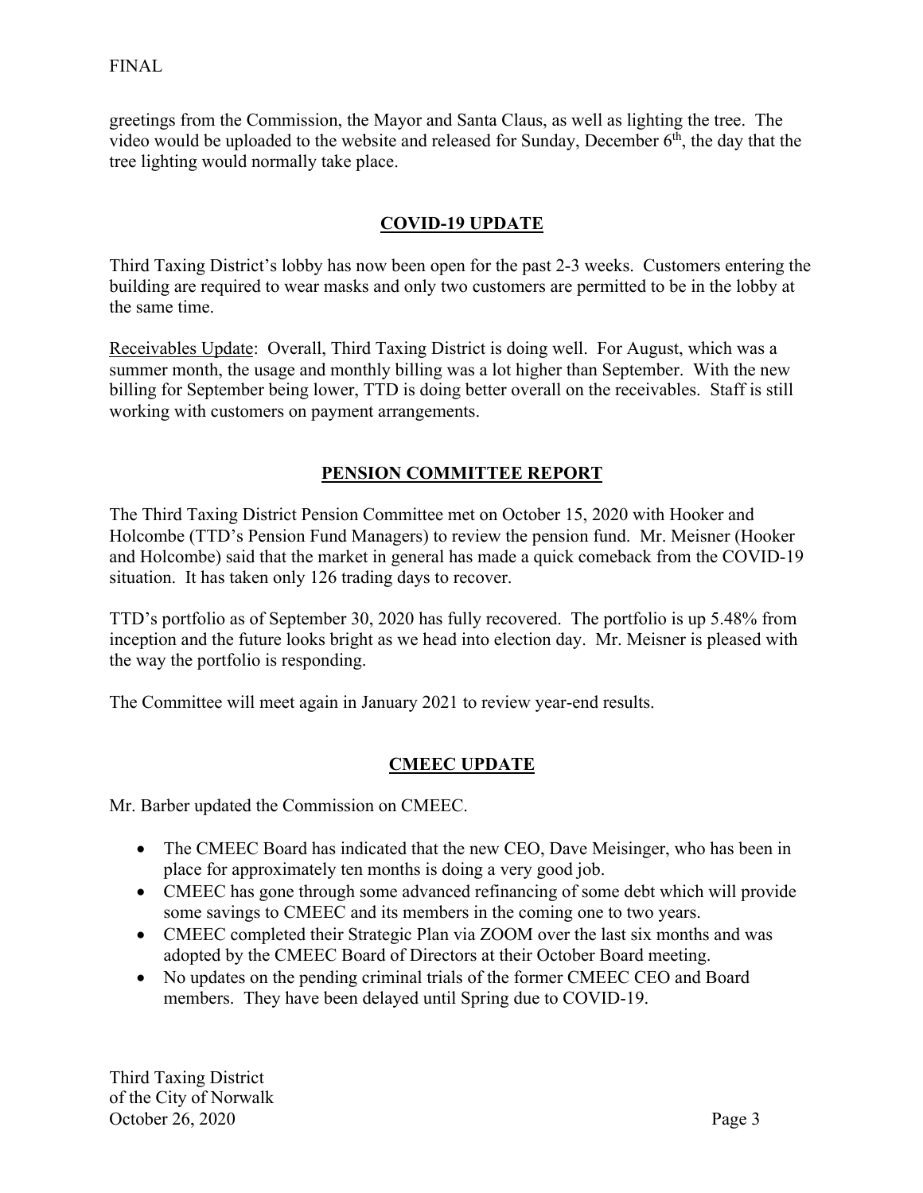greetings from the Commission, the Mayor and Santa Claus, as well as lighting the tree. The video would be uploaded to the website and released for Sunday, December 6th, the day that the tree lighting would normally take place.

## COVID-19 UPDATE

Third Taxing District's lobby has now been open for the past 2-3 weeks. Customers entering the building are required to wear masks and only two customers are permitted to be in the lobby at the same time.

Receivables Update: Overall, Third Taxing District is doing well. For August, which was a summer month, the usage and monthly billing was a lot higher than September. With the new billing for September being lower, TTD is doing better overall on the receivables. Staff is still working with customers on payment arrangements.

## PENSION COMMITTEE REPORT

The Third Taxing District Pension Committee met on October 15, 2020 with Hooker and Holcombe (TTD's Pension Fund Managers) to review the pension fund. Mr. Meisner (Hooker and Holcombe) said that the market in general has made a quick comeback from the COVID-19 situation. It has taken only 126 trading days to recover.

TTD's portfolio as of September 30, 2020 has fully recovered. The portfolio is up 5.48% from inception and the future looks bright as we head into election day. Mr. Meisner is pleased with the way the portfolio is responding.

The Committee will meet again in January 2021 to review year-end results.

## CMEEC UPDATE

Mr. Barber updated the Commission on CMEEC.

- The CMEEC Board has indicated that the new CEO, Dave Meisinger, who has been in place for approximately ten months is doing a very good job.
- CMEEC has gone through some advanced refinancing of some debt which will provide some savings to CMEEC and its members in the coming one to two years.
- CMEEC completed their Strategic Plan via ZOOM over the last six months and was adopted by the CMEEC Board of Directors at their October Board meeting.
- No updates on the pending criminal trials of the former CMEEC CEO and Board members. They have been delayed until Spring due to COVID-19.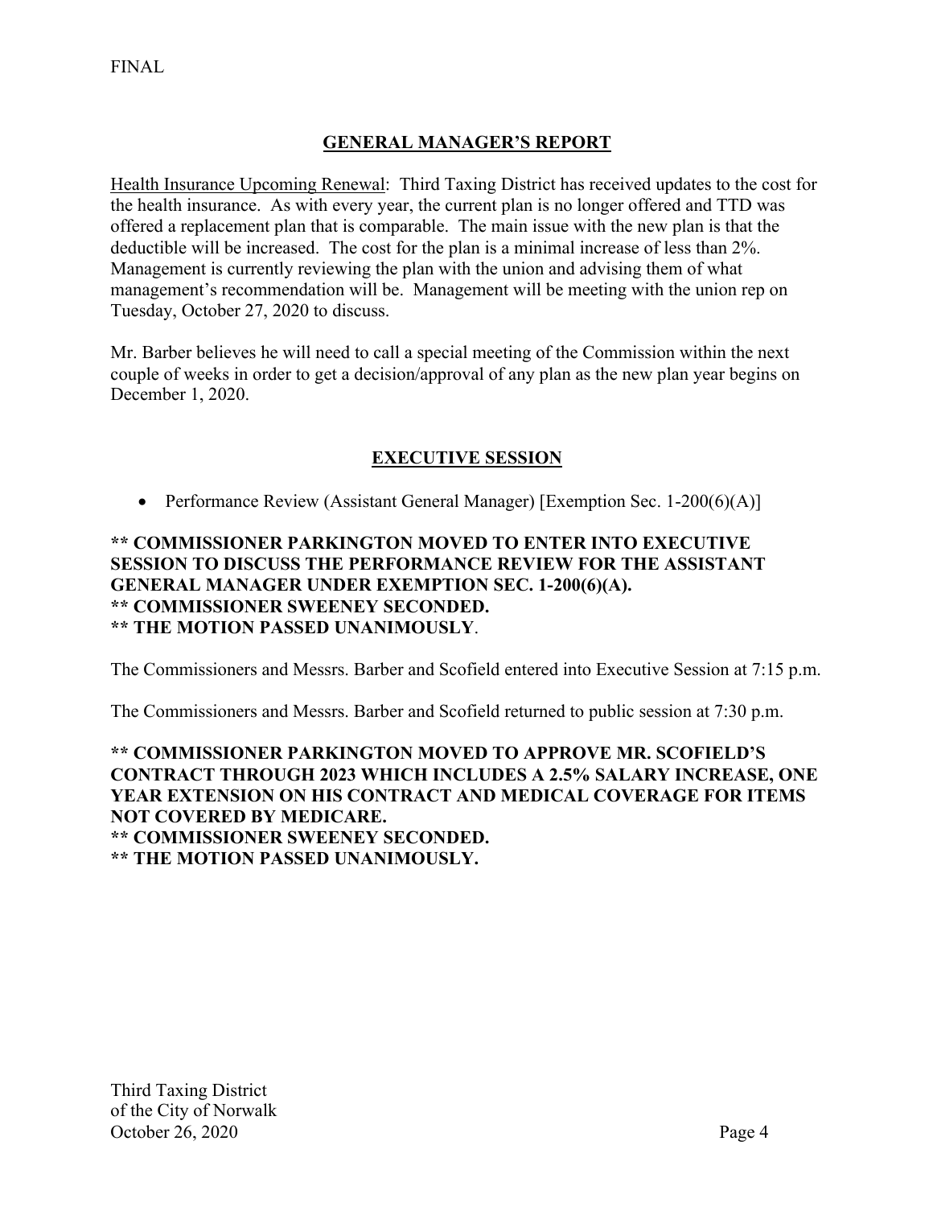FINAL

## GENERAL MANAGER'S REPORT

Health Insurance Upcoming Renewal: Third Taxing District has received updates to the cost for the health insurance. As with every year, the current plan is no longer offered and TTD was offered a replacement plan that is comparable. The main issue with the new plan is that the deductible will be increased. The cost for the plan is a minimal increase of less than 2%. Management is currently reviewing the plan with the union and advising them of what management's recommendation will be. Management will be meeting with the union rep on Tuesday, October 27, 2020 to discuss.

Mr. Barber believes he will need to call a special meeting of the Commission within the next couple of weeks in order to get a decision/approval of any plan as the new plan year begins on December 1, 2020.

## EXECUTIVE SESSION

- Performance Review (Assistant General Manager) [Exemption Sec. 1-200(6)(A)]

**** COMMISSIONER PARKINGTON MOVED TO ENTER INTO EXECUTIVE SESSION TO DISCUSS THE PERFORMANCE REVIEW FOR THE ASSISTANT GENERAL MANAGER UNDER EXEMPTION SEC. 1-200(6)(A).**
**** COMMISSIONER SWEENEY SECONDED.**
**** THE MOTION PASSED UNANIMOUSLY**.

The Commissioners and Messrs. Barber and Scofield entered into Executive Session at 7:15 p.m.

The Commissioners and Messrs. Barber and Scofield returned to public session at 7:30 p.m.

**** COMMISSIONER PARKINGTON MOVED TO APPROVE MR. SCOFIELD'S CONTRACT THROUGH 2023 WHICH INCLUDES A 2.5% SALARY INCREASE, ONE YEAR EXTENSION ON HIS CONTRACT AND MEDICAL COVERAGE FOR ITEMS NOT COVERED BY MEDICARE.**
**** COMMISSIONER SWEENEY SECONDED.**
**** THE MOTION PASSED UNANIMOUSLY.**

Third Taxing District
of the City of Norwalk
October 26, 2020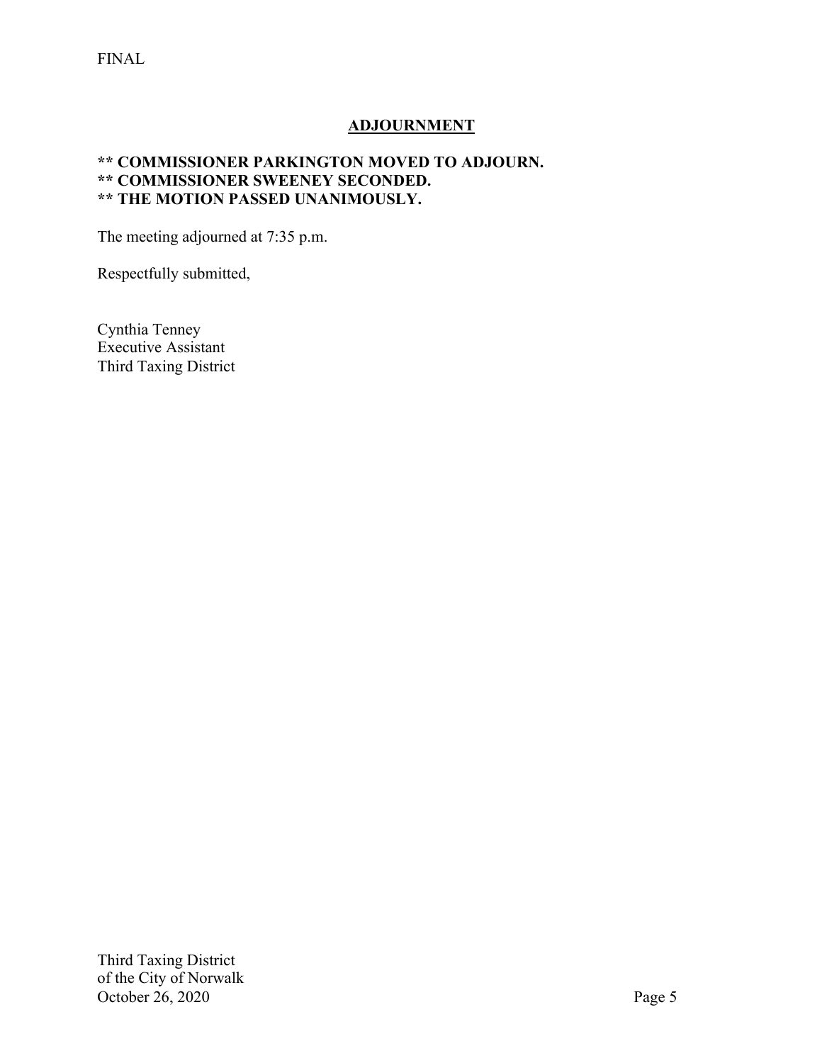FINAL

## ADJOURNMENT

**** COMMISSIONER PARKINGTON MOVED TO ADJOURN.**
**** COMMISSIONER SWEENEY SECONDED.**
**** THE MOTION PASSED UNANIMOUSLY.**

The meeting adjourned at 7:35 p.m.

Respectfully submitted,

Cynthia Tenney
Executive Assistant
Third Taxing District